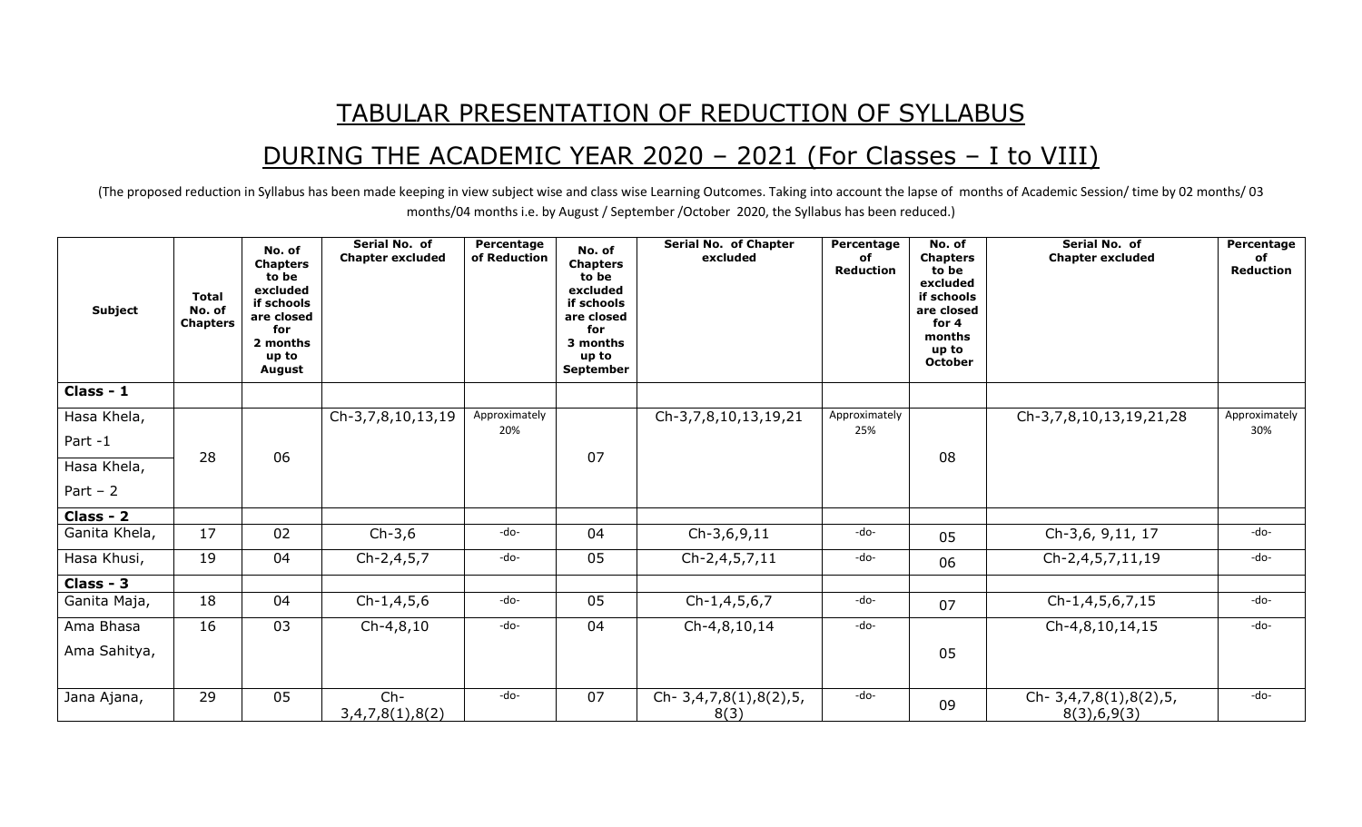# TABULAR PRESENTATION OF REDUCTION OF SYLLABUS

## DURING THE ACADEMIC YEAR 2020 – 2021 (For Classes – I to VIII)

(The proposed reduction in Syllabus has been made keeping in view subject wise and class wise Learning Outcomes. Taking into account the lapse of months of Academic Session/ time by 02 months/ 03 months/04 months i.e. by August / September /October 2020, the Syllabus has been reduced.)

| Subject | Total No. of Chapters | No. of Chapters to be excluded if schools are closed for 2 months up to August | Serial No. of Chapter excluded | Percentage of Reduction | No. of Chapters to be excluded if schools are closed for 3 months up to September | Serial No. of Chapter excluded | Percentage of Reduction | No. of Chapters to be excluded if schools are closed for 4 months up to October | Serial No. of Chapter excluded | Percentage of Reduction |
|---|---|---|---|---|---|---|---|---|---|---|
| **Class - 1** | | | | | | | | | | |
| Hasa Khela, Part -1 Hasa Khela, Part – 2 | 28 | 06 | Ch-3,7,8,10,13,19 | Approximately 20% | 07 | Ch-3,7,8,10,13,19,21 | Approximately 25% | 08 | Ch-3,7,8,10,13,19,21,28 | Approximately 30% |
| **Class - 2** | | | | | | | | | | |
| Ganita Khela, | 17 | 02 | Ch-3,6 | -do- | 04 | Ch-3,6,9,11 | -do- | 05 | Ch-3,6, 9,11, 17 | -do- |
| Hasa Khusi, | 19 | 04 | Ch-2,4,5,7 | -do- | 05 | Ch-2,4,5,7,11 | -do- | 06 | Ch-2,4,5,7,11,19 | -do- |
| **Class - 3** | | | | | | | | | | |
| Ganita Maja, | 18 | 04 | Ch-1,4,5,6 | -do- | 05 | Ch-1,4,5,6,7 | -do- | 07 | Ch-1,4,5,6,7,15 | -do- |
| Ama Bhasa Ama Sahitya, | 16 | 03 | Ch-4,8,10 | -do- | 04 | Ch-4,8,10,14 | -do- | 05 | Ch-4,8,10,14,15 | -do- |
| Jana Ajana, | 29 | 05 | Ch-3,4,7,8(1),8(2) | -do- | 07 | Ch- 3,4,7,8(1),8(2),5, 8(3) | -do- | 09 | Ch- 3,4,7,8(1),8(2),5, 8(3),6,9(3) | -do- |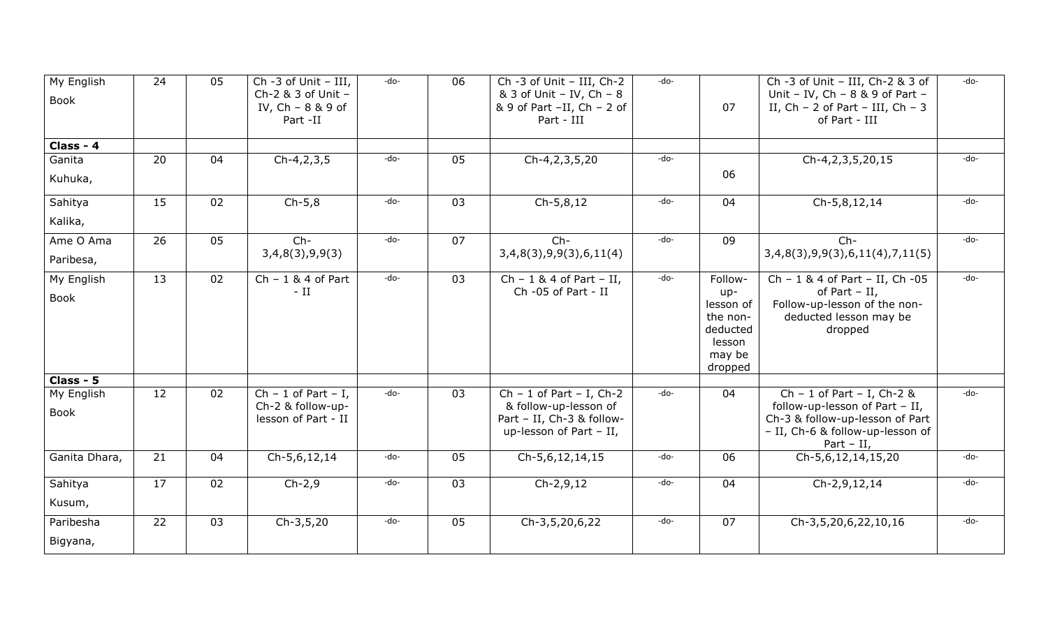| My English Book | 24 | 05 | Ch -3 of Unit – III, Ch-2 & 3 of Unit – IV, Ch – 8 & 9 of Part -II | -do- | 06 | Ch -3 of Unit – III, Ch-2 & 3 of Unit – IV, Ch – 8 & 9 of Part –II, Ch – 2 of Part - III | -do- | 07 | Ch -3 of Unit – III, Ch-2 & 3 of Unit – IV, Ch – 8 & 9 of Part – II, Ch – 2 of Part – III, Ch – 3 of Part - III | -do- |
|---|---|---|---|---|---|---|---|---|---|---|
| **Class - 4** | | | | | | | | | | |
| Ganita Kuhuka, | 20 | 04 | Ch-4,2,3,5 | -do- | 05 | Ch-4,2,3,5,20 | -do- | 06 | Ch-4,2,3,5,20,15 | -do- |
| Sahitya Kalika, | 15 | 02 | Ch-5,8 | -do- | 03 | Ch-5,8,12 | -do- | 04 | Ch-5,8,12,14 | -do- |
| Ame O Ama Paribesa, | 26 | 05 | Ch-3,4,8(3),9,9(3) | -do- | 07 | Ch-3,4,8(3),9,9(3),6,11(4) | -do- | 09 | Ch-3,4,8(3),9,9(3),6,11(4),7,11(5) | -do- |
| My English Book | 13 | 02 | Ch – 1 & 4 of Part - II | -do- | 03 | Ch – 1 & 4 of Part – II, Ch -05 of Part - II | -do- | Follow-up-lesson of the non-deducted lesson may be dropped | Ch – 1 & 4 of Part – II, Ch -05 of Part – II, Follow-up-lesson of the non-deducted lesson may be dropped | -do- |
| **Class - 5** | | | | | | | | | | |
| My English Book | 12 | 02 | Ch – 1 of Part – I, Ch-2 & follow-up-lesson of Part - II | -do- | 03 | Ch – 1 of Part – I, Ch-2 & follow-up-lesson of Part – II, Ch-3 & follow-up-lesson of Part – II, | -do- | 04 | Ch – 1 of Part – I, Ch-2 & follow-up-lesson of Part – II, Ch-3 & follow-up-lesson of Part – II, Ch-6 & follow-up-lesson of Part – II, | -do- |
| Ganita Dhara, | 21 | 04 | Ch-5,6,12,14 | -do- | 05 | Ch-5,6,12,14,15 | -do- | 06 | Ch-5,6,12,14,15,20 | -do- |
| Sahitya Kusum, | 17 | 02 | Ch-2,9 | -do- | 03 | Ch-2,9,12 | -do- | 04 | Ch-2,9,12,14 | -do- |
| Paribesha Bigyana, | 22 | 03 | Ch-3,5,20 | -do- | 05 | Ch-3,5,20,6,22 | -do- | 07 | Ch-3,5,20,6,22,10,16 | -do- |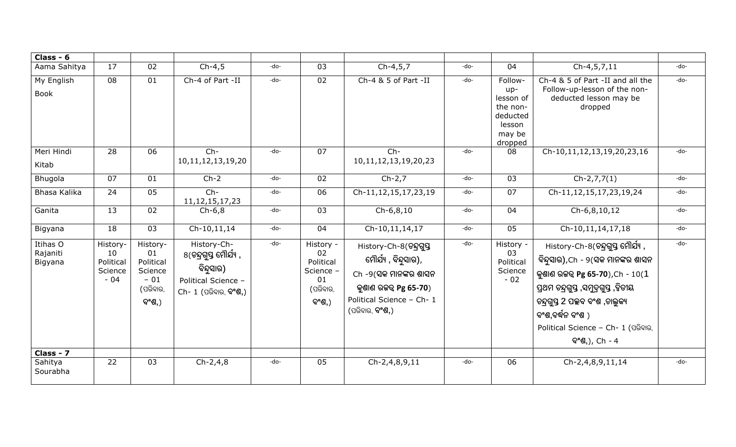| Class - 6 | | | | | | | | | | |
|---|---|---|---|---|---|---|---|---|---|---|
| Aama Sahitya | 17 | 02 | Ch-4,5 | -do- | 03 | Ch-4,5,7 | -do- | 04 | Ch-4,5,7,11 | -do- |
| My English Book | 08 | 01 | Ch-4 of Part -II | -do- | 02 | Ch-4 & 5 of Part -II | -do- | Follow-up-lesson of the non-deducted lesson may be dropped | Ch-4 & 5 of Part -II and all the Follow-up-lesson of the non-deducted lesson may be dropped | -do- |
| Meri Hindi Kitab | 28 | 06 | Ch-10,11,12,13,19,20 | -do- | 07 | Ch-10,11,12,13,19,20,23 | -do- | 08 | Ch-10,11,12,13,19,20,23,16 | -do- |
| Bhugola | 07 | 01 | Ch-2 | -do- | 02 | Ch-2,7 | -do- | 03 | Ch-2,7,7(1) | -do- |
| Bhasa Kalika | 24 | 05 | Ch-11,12,15,17,23 | -do- | 06 | Ch-11,12,15,17,23,19 | -do- | 07 | Ch-11,12,15,17,23,19,24 | -do- |
| Ganita | 13 | 02 | Ch-6,8 | -do- | 03 | Ch-6,8,10 | -do- | 04 | Ch-6,8,10,12 | -do- |
| Bigyana | 18 | 03 | Ch-10,11,14 | -do- | 04 | Ch-10,11,14,17 | -do- | 05 | Ch-10,11,14,17,18 | -do- |
| Itihas O Rajaniti Bigyana | History-10 Political Science - 04 | History-01 Political Science – 01 (ପରିବାର, ବଂଶ,) | History-Ch-8(ଚନ୍ଦ୍ରଗୁପ୍ତ ମୌର୍ଯ୍ୟ , ବିନ୍ଦୁସାର) Political Science – Ch- 1 (ପରିବାର, ବଂଶ,) | -do- | History - 02 Political Science – 01 (ପରିବାର, ବଂଶ,) | History-Ch-8(ଚନ୍ଦ୍ରଗୁପ୍ତ ମୌର୍ଯ୍ୟ , ବିନ୍ଦୁସାର), Ch -9(ସକ ମାନଙ୍କର ଶାସନ କୁଶାଣ ରଜତ୍ୱ Pg 65-70) Political Science – Ch- 1 (ପରିବାର, ବଂଶ,) | -do- | History - 03 Political Science - 02 | History-Ch-8(ଚନ୍ଦ୍ରଗୁପ୍ତ ମୌର୍ଯ୍ୟ , ବିନ୍ଦୁସାର),Ch - 9(ସକ ମାନଙ୍କର ଶାସନ କୁଶାଣ ରଜତ୍ୱ Pg 65-70),Ch - 10(1 ପ୍ରଥମ ଚନ୍ଦ୍ରଗୁପ୍ତ ,ସମୁଦ୍ରଗୁପ୍ତ ,ଦ୍ୱିତୀୟ ଚନ୍ଦ୍ରଗୁପ୍ତ 2 ପଲ୍ଲବ ବଂଶ ,ଚାଲୁକ୍ୟ ବଂଶ,ବର୍ଦ୍ଧନ ବଂଶ ) Political Science – Ch- 1 (ପରିବାର, ବଂଶ,), Ch - 4 | -do- |
| **Class - 7** | | | | | | | | | | |
| Sahitya Sourabha | 22 | 03 | Ch-2,4,8 | -do- | 05 | Ch-2,4,8,9,11 | -do- | 06 | Ch-2,4,8,9,11,14 | -do- |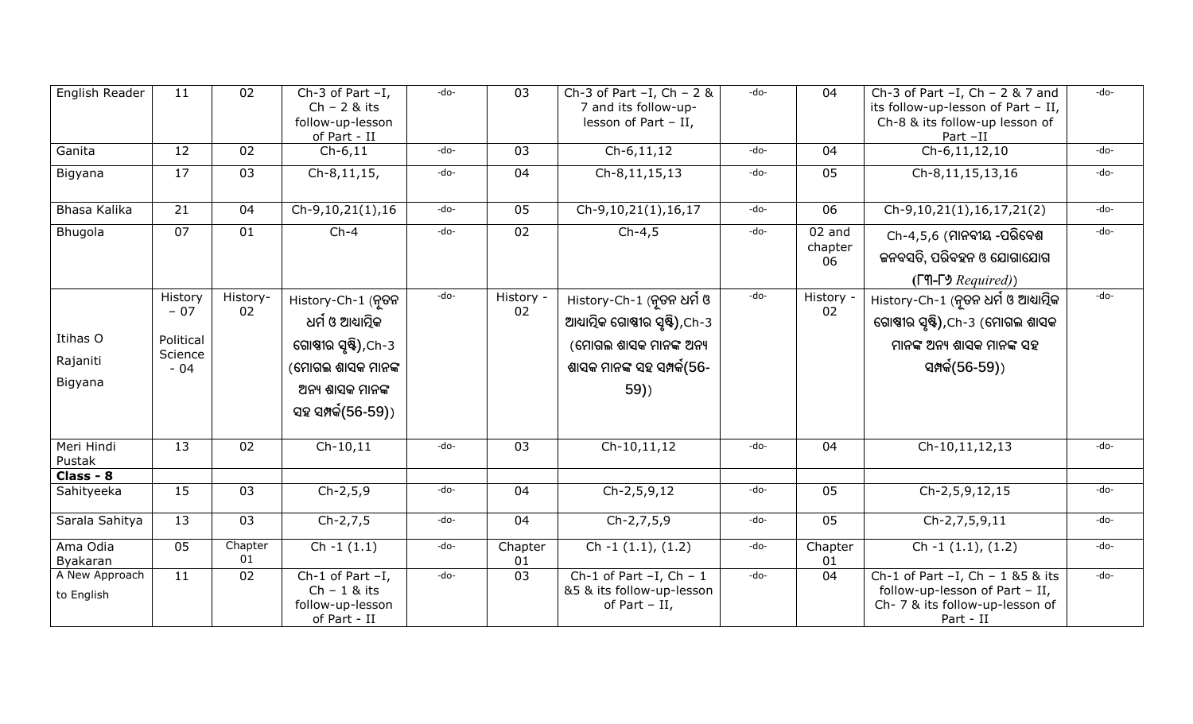| English Reader | 11 | 02 | Ch-3 of Part –I, Ch – 2 & its follow-up-lesson of Part - II | -do- | 03 | Ch-3 of Part –I, Ch – 2 & 7 and its follow-up-lesson of Part – II, | -do- | 04 | Ch-3 of Part –I, Ch – 2 & 7 and its follow-up-lesson of Part – II, Ch-8 & its follow-up lesson of Part –II | -do- |
|---|---|---|---|---|---|---|---|---|---|---|
| Ganita | 12 | 02 | Ch-6,11 | -do- | 03 | Ch-6,11,12 | -do- | 04 | Ch-6,11,12,10 | -do- |
| Bigyana | 17 | 03 | Ch-8,11,15, | -do- | 04 | Ch-8,11,15,13 | -do- | 05 | Ch-8,11,15,13,16 | -do- |
| Bhasa Kalika | 21 | 04 | Ch-9,10,21(1),16 | -do- | 05 | Ch-9,10,21(1),16,17 | -do- | 06 | Ch-9,10,21(1),16,17,21(2) | -do- |
| Bhugola | 07 | 01 | Ch-4 | -do- | 02 | Ch-4,5 | -do- | 02 and chapter 06 | Ch-4,5,6 (ମାନବୀୟ -ପରିବେଶ ଜନବସତି, ପରିବହନ ଓ ଯୋଗାଯୋଗ (ମ-ଡ *Required*)) | -do- |
| Itihas O Rajaniti Bigyana | History – 07 Political Science – 04 | History-02 | History-Ch-1 (ନୂତନ ଧର୍ମ ଓ ଆଧାତ୍ମିକ ଗୋଷ୍ଠୀର ସୃଷ୍ଟି),Ch-3 (ମୋଗଲ ଶାସକ ମାନଙ୍କ ଅନ୍ୟ ଶାସକ ମାନଙ୍କ ସହ ସମ୍ପର୍କ(56-59)) | -do- | History - 02 | History-Ch-1 (ନୂତନ ଧର୍ମ ଓ ଆଧାତ୍ମିକ ଗୋଷ୍ଠୀର ସୃଷ୍ଟି),Ch-3 (ମୋଗଲ ଶାସକ ମାନଙ୍କ ଅନ୍ୟ ଶାସକ ମାନଙ୍କ ସହ ସମ୍ପର୍କ(56-59)) | -do- | History - 02 | History-Ch-1 (ନୂତନ ଧର୍ମ ଓ ଆଧାତ୍ମିକ ଗୋଷ୍ଠୀର ସୃଷ୍ଟି),Ch-3 (ମୋଗଲ ଶାସକ ମାନଙ୍କ ଅନ୍ୟ ଶାସକ ମାନଙ୍କ ସହ ସମ୍ପର୍କ(56-59)) | -do- |
| Meri Hindi Pustak | 13 | 02 | Ch-10,11 | -do- | 03 | Ch-10,11,12 | -do- | 04 | Ch-10,11,12,13 | -do- |
| **Class - 8** | | | | | | | | | | |
| Sahityeeka | 15 | 03 | Ch-2,5,9 | -do- | 04 | Ch-2,5,9,12 | -do- | 05 | Ch-2,5,9,12,15 | -do- |
| Sarala Sahitya | 13 | 03 | Ch-2,7,5 | -do- | 04 | Ch-2,7,5,9 | -do- | 05 | Ch-2,7,5,9,11 | -do- |
| Ama Odia Byakaran | 05 | Chapter 01 | Ch -1 (1.1) | -do- | Chapter 01 | Ch -1 (1.1), (1.2) | -do- | Chapter 01 | Ch -1 (1.1), (1.2) | -do- |
| A New Approach to English | 11 | 02 | Ch-1 of Part –I, Ch – 1 & its follow-up-lesson of Part - II | -do- | 03 | Ch-1 of Part –I, Ch – 1 &5 & its follow-up-lesson of Part – II, | -do- | 04 | Ch-1 of Part –I, Ch – 1 &5 & its follow-up-lesson of Part – II, Ch- 7 & its follow-up-lesson of Part - II | -do- |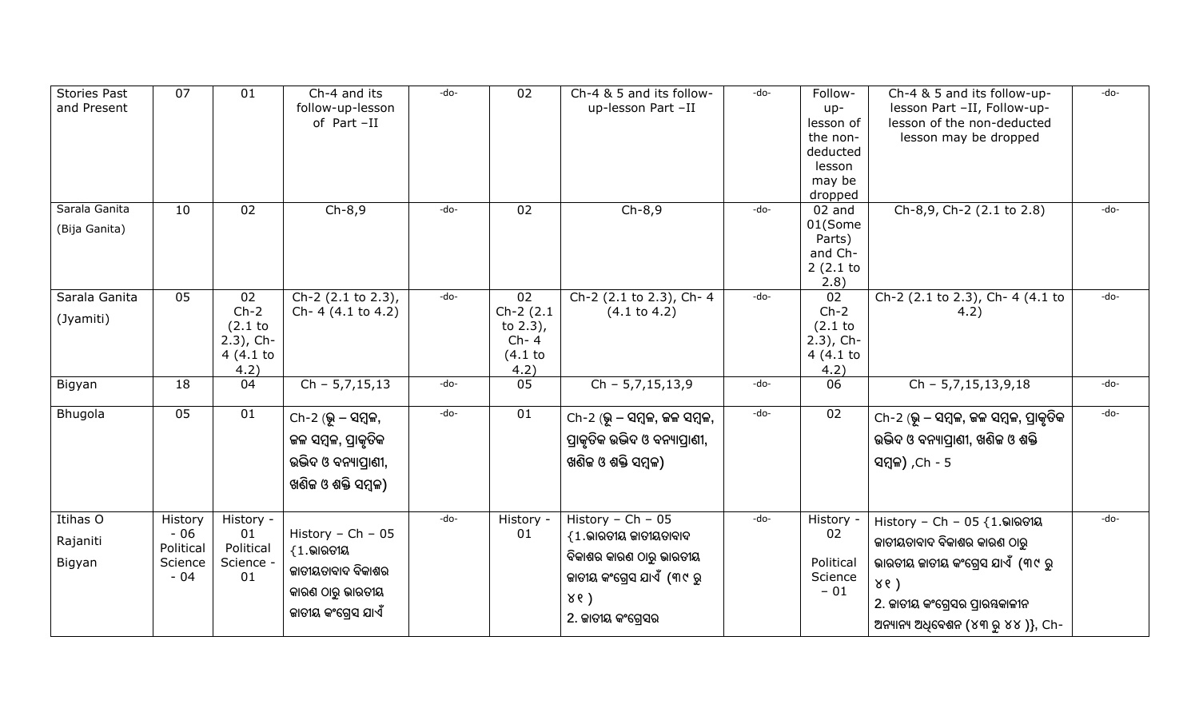| Stories Past and Present | 07 | 01 | Ch-4 and its follow-up-lesson of Part –II | -do- | 02 | Ch-4 & 5 and its follow-up-lesson Part –II | -do- | Follow-up-lesson of the non-deducted lesson may be dropped | Ch-4 & 5 and its follow-up-lesson Part –II, Follow-up-lesson of the non-deducted lesson may be dropped | -do- |
|---|---|---|---|---|---|---|---|---|---|---|
| Sarala Ganita (Bija Ganita) | 10 | 02 | Ch-8,9 | -do- | 02 | Ch-8,9 | -do- | 02 and 01(Some Parts) and Ch-2 (2.1 to 2.8) | Ch-8,9, Ch-2 (2.1 to 2.8) | -do- |
| Sarala Ganita (Jyamiti) | 05 | 02 Ch-2 (2.1 to 2.3), Ch-4 (4.1 to 4.2) | Ch-2 (2.1 to 2.3), Ch- 4 (4.1 to 4.2) | -do- | 02 Ch-2 (2.1 to 2.3), Ch- 4 (4.1 to 4.2) | Ch-2 (2.1 to 2.3), Ch- 4 (4.1 to 4.2) | -do- | 02 Ch-2 (2.1 to 2.3), Ch-4 (4.1 to 4.2) | Ch-2 (2.1 to 2.3), Ch- 4 (4.1 to 4.2) | -do- |
| Bigyan | 18 | 04 | Ch – 5,7,15,13 | -do- | 05 | Ch – 5,7,15,13,9 | -do- | 06 | Ch – 5,7,15,13,9,18 | -do- |
| Bhugola | 05 | 01 | Ch-2 (ଭୂ – ସମ୍ବଳ, ଜଳ ସମ୍ବଳ, ପ୍ରାକୃତିକ ଉଦ୍ଭିଦ ଓ ବନ୍ୟପ୍ରାଣୀ, ଖଣିଜ ଓ ଶକ୍ତି ସମ୍ବଳ) | -do- | 01 | Ch-2 (ଭୂ – ସମ୍ବଳ, ଜଳ ସମ୍ବଳ, ପ୍ରାକୃତିକ ଉଦ୍ଭିଦ ଓ ବନ୍ୟପ୍ରାଣୀ, ଖଣିଜ ଓ ଶକ୍ତି ସମ୍ବଳ) | -do- | 02 | Ch-2 (ଭୂ – ସମ୍ବଳ, ଜଳ ସମ୍ବଳ, ପ୍ରାକୃତିକ ଉଦ୍ଭିଦ ଓ ବନ୍ୟପ୍ରାଣୀ, ଖଣିଜ ଓ ଶକ୍ତି ସମ୍ବଳ) ,Ch - 5 | -do- |
| Itihas O Rajaniti Bigyan | History - 06 Political Science - 04 | History - 01 Political Science - 01 | History – Ch – 05 {1.ଭାରତୀୟ ଜାତୀୟତାବାଦ ବିକାଶର କାରଣ ଠାରୁ ଭାରତୀୟ ଜାତୀୟ କଂଗ୍ରେସ ଯାଏଁ | -do- | History - 01 | History – Ch – 05 {1.ଭାରତୀୟ ଜାତୀୟତାବାଦ ବିକାଶର କାରଣ ଠାରୁ ଭାରତୀୟ ଜାତୀୟ କଂଗ୍ରେସ ଯାଏଁ (୩୯ ରୁ ୪୧ ) 2. ଜାତୀୟ କଂଗ୍ରେସର | -do- | History - 02 Political Science – 01 | History – Ch – 05 {1.ଭାରତୀୟ ଜାତୀୟତାବାଦ ବିକାଶର କାରଣ ଠାରୁ ଭାରତୀୟ ଜାତୀୟ କଂଗ୍ରେସ ଯାଏଁ (୩୯ ରୁ ୪୧ ) 2. ଜାତୀୟ କଂଗ୍ରେସର ପ୍ରାରମ୍ଭକାଳୀନ ଅନ୍ୟାନ୍ୟ ଅଧିବେଶନ (୪୩ ରୁ ୪୪ )}, Ch- | -do- |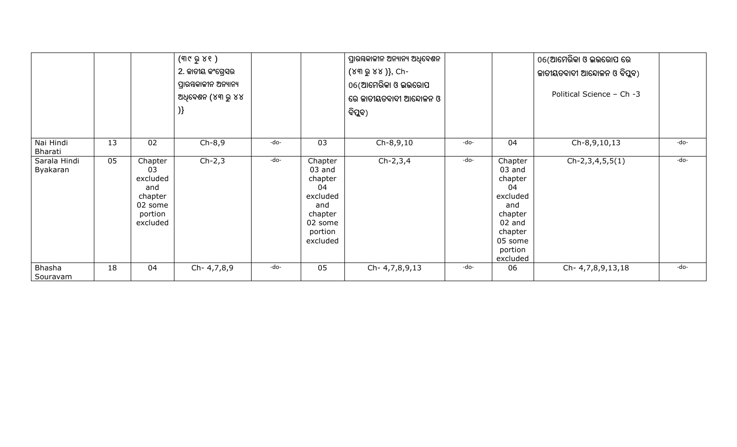| | | | | | | | | | | |
|---|---|---|---|---|---|---|---|---|---|---|
| | | | (୩୯ ରୁ ୪୧ )<br>2. ଜାତୀୟ କଂଗ୍ରେସର ପ୍ରାରମ୍ଭକାଳୀନ ଅନ୍ୟାନ୍ୟ ଅଧିବେଶନ (୪୩ ରୁ ୪୪ )} | | | ପ୍ରାରମ୍ଭକାଳୀନ ଅନ୍ୟାନ୍ୟ ଅଧିବେଶନ (୪୩ ରୁ ୪୪ )}, Ch-06(ଆମେରିକା ଓ ଇଉରୋପ ରେ ଜାତୀୟତବାଦୀ ଆନ୍ଦୋଳନ ଓ ବିପ୍ଲବ) | | | 06(ଆମେରିକା ଓ ଇଉରୋପ ରେ ଜାତୀୟତବାଦୀ ଆନ୍ଦୋଳନ ଓ ବିପ୍ଲବ)<br>Political Science – Ch -3 | |
| Nai Hindi Bharati | 13 | 02 | Ch-8,9 | -do- | 03 | Ch-8,9,10 | -do- | 04 | Ch-8,9,10,13 | -do- |
| Sarala Hindi Byakaran | 05 | Chapter 03 excluded and chapter 02 some portion excluded | Ch-2,3 | -do- | Chapter 03 and chapter 04 excluded and chapter 02 some portion excluded | Ch-2,3,4 | -do- | Chapter 03 and chapter 04 excluded and chapter 02 and chapter 05 some portion excluded | Ch-2,3,4,5,5(1) | -do- |
| Bhasha Souravam | 18 | 04 | Ch- 4,7,8,9 | -do- | 05 | Ch- 4,7,8,9,13 | -do- | 06 | Ch- 4,7,8,9,13,18 | -do- |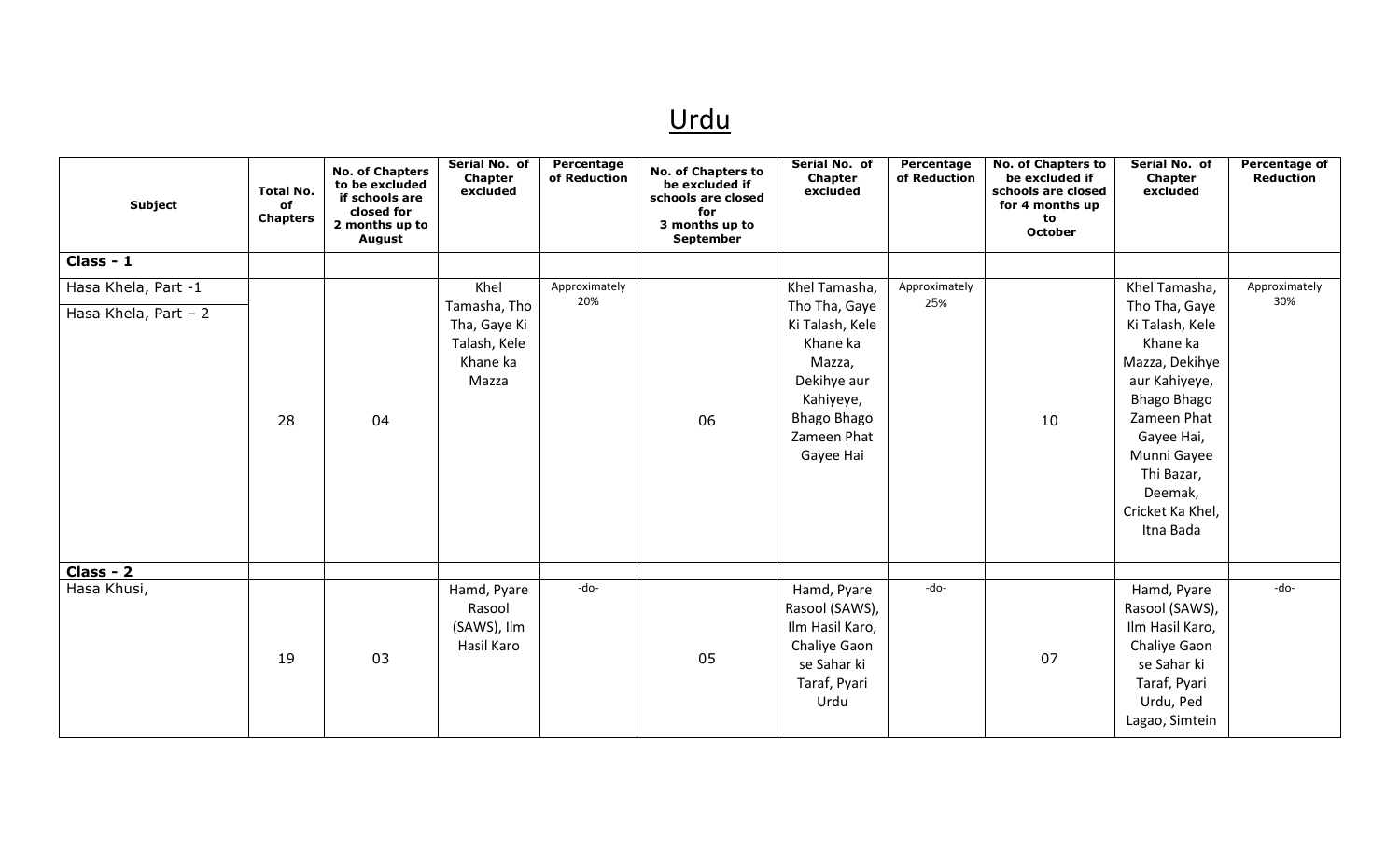# Urdu

| Subject | Total No. of Chapters | No. of Chapters to be excluded if schools are closed for 2 months up to August | Serial No. of Chapter excluded | Percentage of Reduction | No. of Chapters to be excluded if schools are closed for 3 months up to September | Serial No. of Chapter excluded | Percentage of Reduction | No. of Chapters to be excluded if schools are closed for 4 months up to October | Serial No. of Chapter excluded | Percentage of Reduction |
|---|---|---|---|---|---|---|---|---|---|---|
| **Class - 1** | | | | | | | | | | |
| Hasa Khela, Part -1<br>Hasa Khela, Part – 2 | 28 | 04 | Khel Tamasha, Tho Tha, Gaye Ki Talash, Kele Khane ka Mazza | Approximately 20% | 06 | Khel Tamasha, Tho Tha, Gaye Ki Talash, Kele Khane ka Mazza, Dekihye aur Kahiyeye, Bhago Bhago Zameen Phat Gayee Hai | Approximately 25% | 10 | Khel Tamasha, Tho Tha, Gaye Ki Talash, Kele Khane ka Mazza, Dekihye aur Kahiyeye, Bhago Bhago Zameen Phat Gayee Hai, Munni Gayee Thi Bazar, Deemak, Cricket Ka Khel, Itna Bada | Approximately 30% |
| **Class - 2** | | | | | | | | | | |
| Hasa Khusi, | 19 | 03 | Hamd, Pyare Rasool (SAWS), Ilm Hasil Karo | -do- | 05 | Hamd, Pyare Rasool (SAWS), Ilm Hasil Karo, Chaliye Gaon se Sahar ki Taraf, Pyari Urdu | -do- | 07 | Hamd, Pyare Rasool (SAWS), Ilm Hasil Karo, Chaliye Gaon se Sahar ki Taraf, Pyari Urdu, Ped Lagao, Simtein | -do- |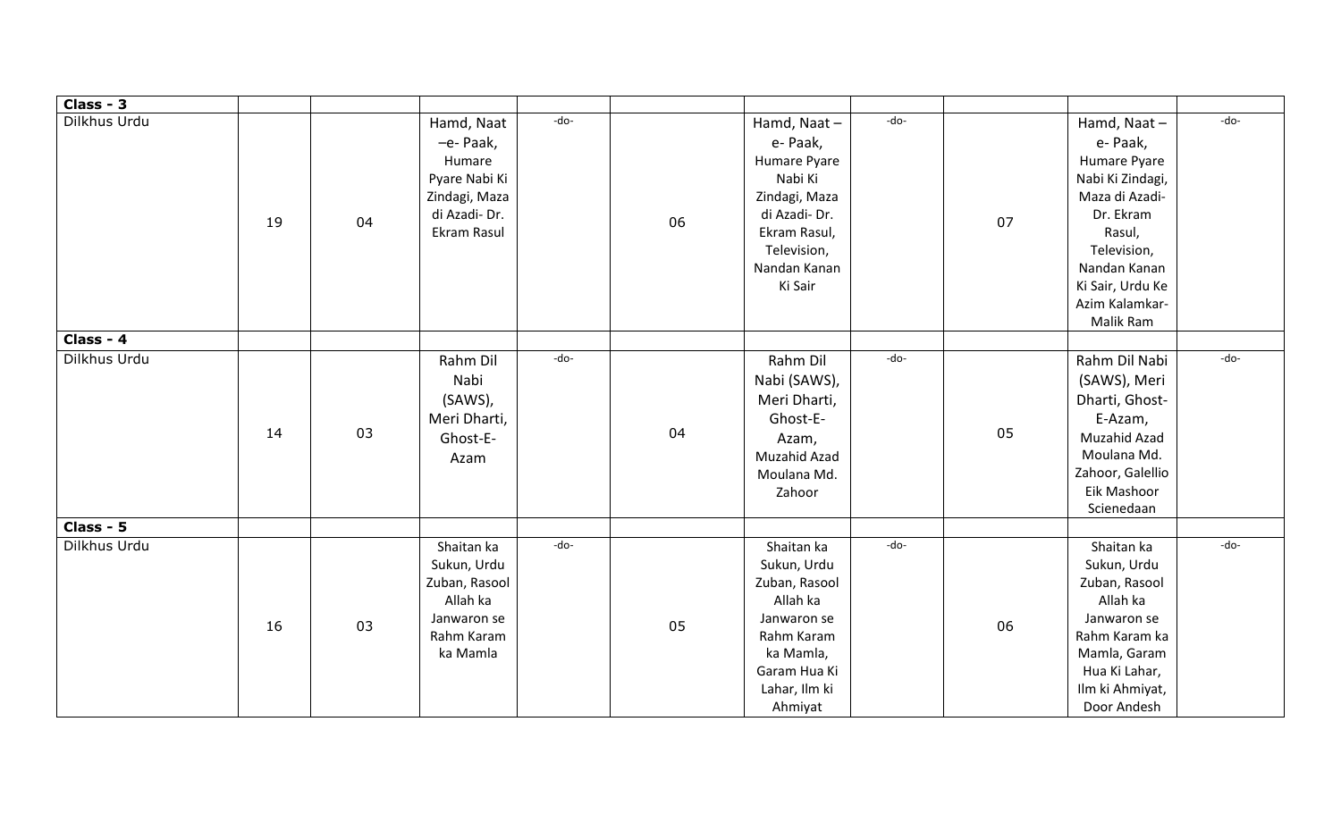| Class - 3 | | | | | | | | | | |
|---|---|---|---|---|---|---|---|---|---|---|
| Dilkhus Urdu | 19 | 04 | Hamd, Naat –e- Paak, Humare Pyare Nabi Ki Zindagi, Maza di Azadi- Dr. Ekram Rasul | -do- | 06 | Hamd, Naat – e- Paak, Humare Pyare Nabi Ki Zindagi, Maza di Azadi- Dr. Ekram Rasul, Television, Nandan Kanan Ki Sair | -do- | 07 | Hamd, Naat – e- Paak, Humare Pyare Nabi Ki Zindagi, Maza di Azadi- Dr. Ekram Rasul, Television, Nandan Kanan Ki Sair, Urdu Ke Azim Kalamkar- Malik Ram | -do- |
| **Class - 4** | | | | | | | | | | |
| Dilkhus Urdu | 14 | 03 | Rahm Dil Nabi (SAWS), Meri Dharti, Ghost-E- Azam | -do- | 04 | Rahm Dil Nabi (SAWS), Meri Dharti, Ghost-E- Azam, Muzahid Azad Moulana Md. Zahoor | -do- | 05 | Rahm Dil Nabi (SAWS), Meri Dharti, Ghost- E-Azam, Muzahid Azad Moulana Md. Zahoor, Galellio Eik Mashoor Scienedaan | -do- |
| **Class - 5** | | | | | | | | | | |
| Dilkhus Urdu | 16 | 03 | Shaitan ka Sukun, Urdu Zuban, Rasool Allah ka Janwaron se Rahm Karam ka Mamla | -do- | 05 | Shaitan ka Sukun, Urdu Zuban, Rasool Allah ka Janwaron se Rahm Karam ka Mamla, Garam Hua Ki Lahar, Ilm ki Ahmiyat | -do- | 06 | Shaitan ka Sukun, Urdu Zuban, Rasool Allah ka Janwaron se Rahm Karam ka Mamla, Garam Hua Ki Lahar, Ilm ki Ahmiyat, Door Andesh | -do- |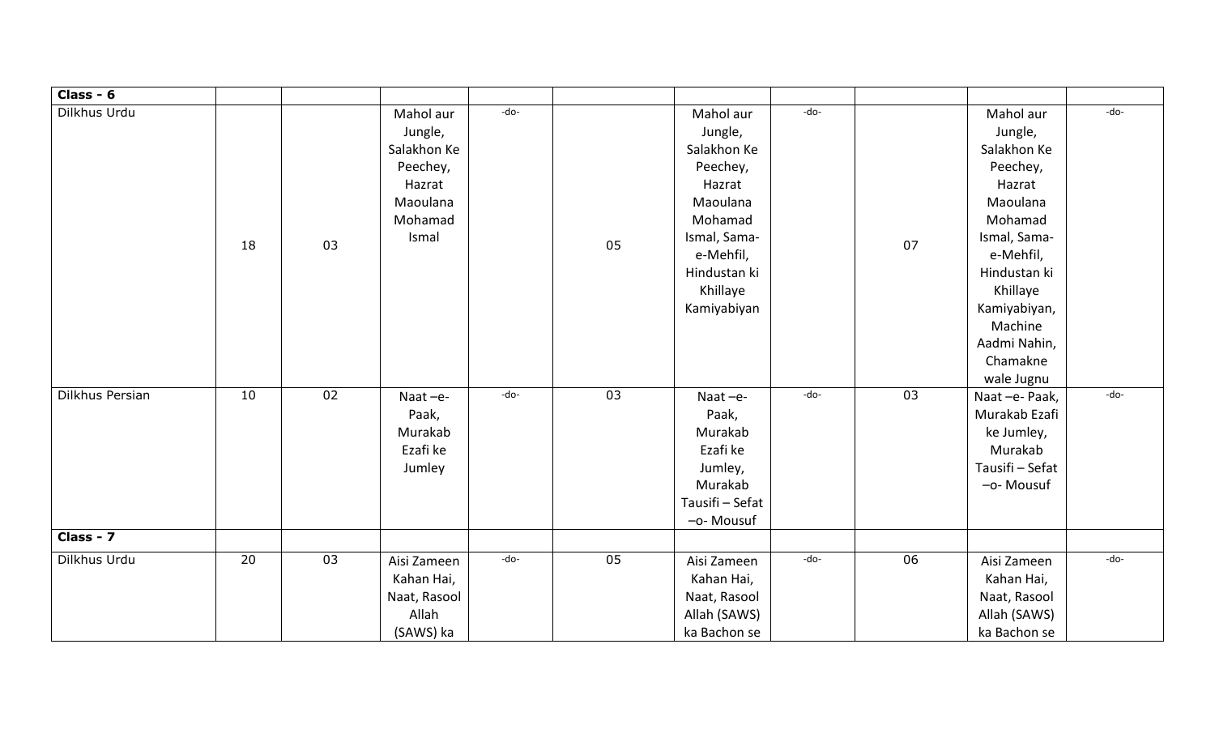| Class - 6 | | | | | | | | | | |
|---|---|---|---|---|---|---|---|---|---|---|
| Dilkhus Urdu | 18 | 03 | Mahol aur Jungle, Salakhon Ke Peechey, Hazrat Maoulana Mohamad Ismal | -do- | 05 | Mahol aur Jungle, Salakhon Ke Peechey, Hazrat Maoulana Mohamad Ismal, Sama-e-Mehfil, Hindustan ki Khillaye Kamiyabiyan | -do- | 07 | Mahol aur Jungle, Salakhon Ke Peechey, Hazrat Maoulana Mohamad Ismal, Sama-e-Mehfil, Hindustan ki Khillaye Kamiyabiyan, Machine Aadmi Nahin, Chamakne wale Jugnu | -do- |
| Dilkhus Persian | 10 | 02 | Naat –e-Paak, Murakab Ezafi ke Jumley | -do- | 03 | Naat –e-Paak, Murakab Ezafi ke Jumley, Murakab Tausifi – Sefat –o- Mousuf | -do- | 03 | Naat –e- Paak, Murakab Ezafi ke Jumley, Murakab Tausifi – Sefat –o- Mousuf | -do- |
| **Class - 7** | | | | | | | | | | |
| Dilkhus Urdu | 20 | 03 | Aisi Zameen Kahan Hai, Naat, Rasool Allah (SAWS) ka | -do- | 05 | Aisi Zameen Kahan Hai, Naat, Rasool Allah (SAWS) ka Bachon se | -do- | 06 | Aisi Zameen Kahan Hai, Naat, Rasool Allah (SAWS) ka Bachon se | -do- |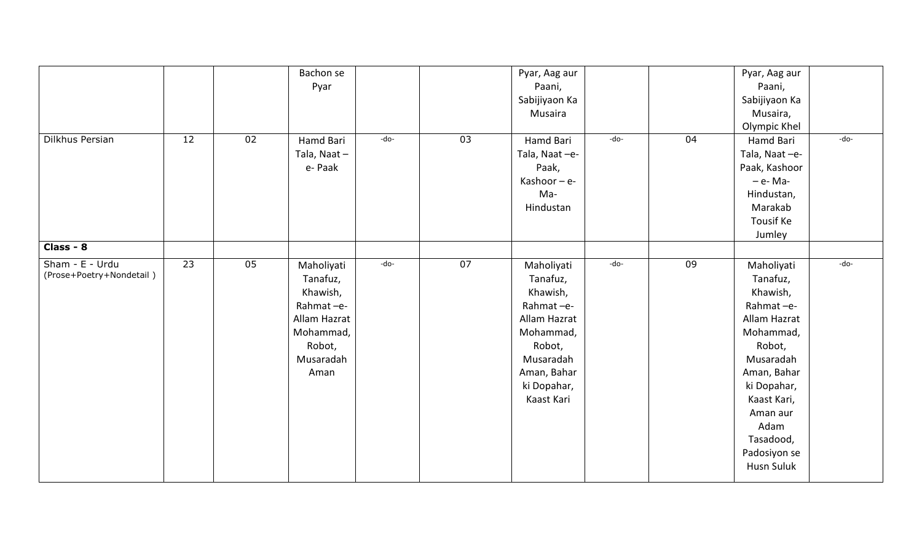| | | | | | | | | | | |
|---|---|---|---|---|---|---|---|---|---|---|
| | | | Bachon se Pyar | | | Pyar, Aag aur Paani, Sabijiyaon Ka Musaira | | | Pyar, Aag aur Paani, Sabijiyaon Ka Musaira, Olympic Khel | |
| Dilkhus Persian | 12 | 02 | Hamd Bari Tala, Naat – e- Paak | -do- | 03 | Hamd Bari Tala, Naat –e- Paak, Kashoor – e- Ma- Hindustan | -do- | 04 | Hamd Bari Tala, Naat –e- Paak, Kashoor – e- Ma- Hindustan, Marakab Tousif Ke Jumley | -do- |
| **Class - 8** | | | | | | | | | | |
| Sham - E - Urdu (Prose+Poetry+Nondetail ) | 23 | 05 | Maholiyati Tanafuz, Khawish, Rahmat –e- Allam Hazrat Mohammad, Robot, Musaradah Aman | -do- | 07 | Maholiyati Tanafuz, Khawish, Rahmat –e- Allam Hazrat Mohammad, Robot, Musaradah Aman, Bahar ki Dopahar, Kaast Kari | -do- | 09 | Maholiyati Tanafuz, Khawish, Rahmat –e- Allam Hazrat Mohammad, Robot, Musaradah Aman, Bahar ki Dopahar, Kaast Kari, Aman aur Adam Tasadood, Padosiyon se Husn Suluk | -do- |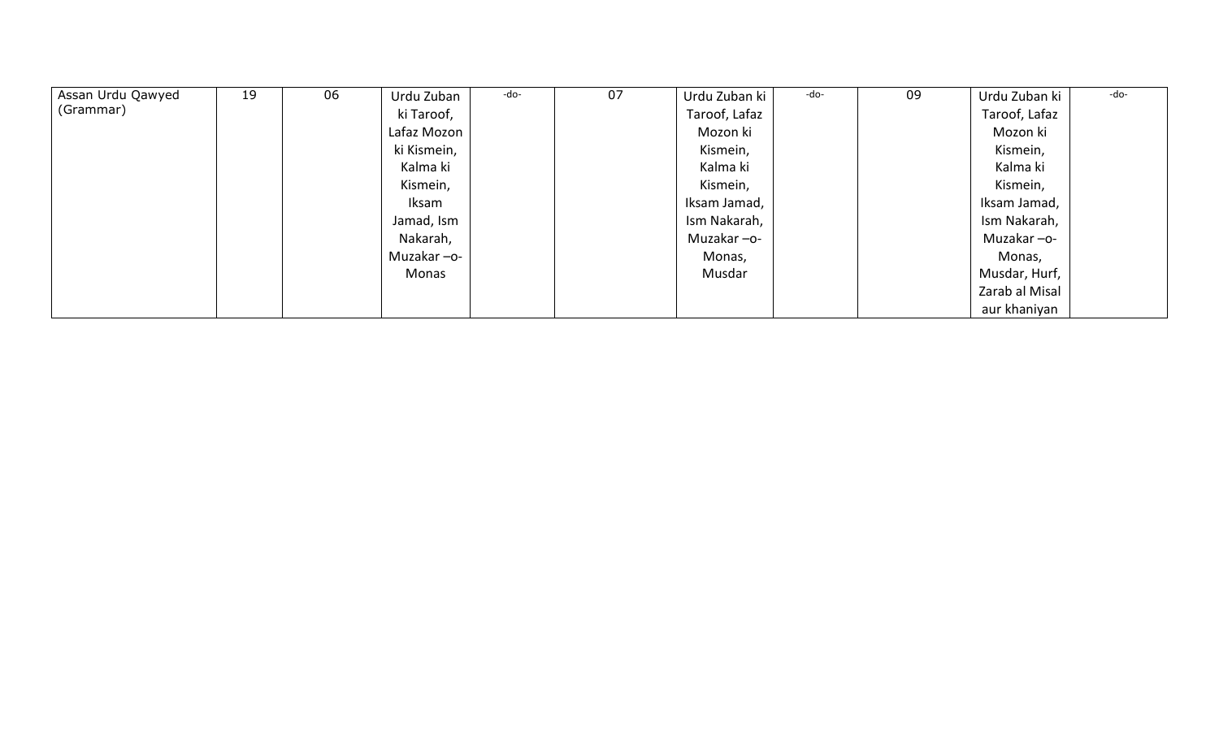| | | | | | | | | | | |
|---|---|---|---|---|---|---|---|---|---|---|
| Assan Urdu Qawyed (Grammar) | 19 | 06 | Urdu Zuban ki Taroof, Lafaz Mozon ki Kismein, Kalma ki Kismein, Iksam Jamad, Ism Nakarah, Muzakar –o-Monas | -do- | 07 | Urdu Zuban ki Taroof, Lafaz Mozon ki Kismein, Kalma ki Kismein, Iksam Jamad, Ism Nakarah, Muzakar –o-Monas, Musdar | -do- | 09 | Urdu Zuban ki Taroof, Lafaz Mozon ki Kismein, Kalma ki Kismein, Iksam Jamad, Ism Nakarah, Muzakar –o-Monas, Musdar, Hurf, Zarab al Misal aur khaniyan | -do- |